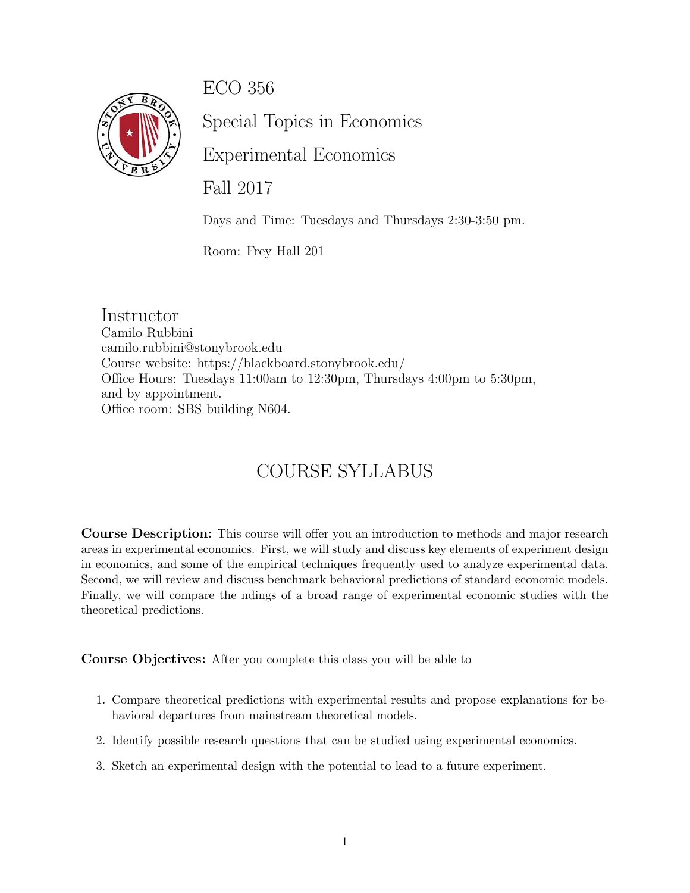# ECO 356

## Special Topics in Economics

## Experimental Economics

## Fall 2017

Days and Time: Tuesdays and Thursdays 2:30-3:50 pm.

Room: Frey Hall 201

## Instructor

Camilo Rubbini
camilo.rubbini@stonybrook.edu
Course website: https://blackboard.stonybrook.edu/
Office Hours: Tuesdays 11:00am to 12:30pm, Thursdays 4:00pm to 5:30pm, and by appointment.
Office room: SBS building N604.

# COURSE SYLLABUS

**Course Description:** This course will offer you an introduction to methods and major research areas in experimental economics. First, we will study and discuss key elements of experiment design in economics, and some of the empirical techniques frequently used to analyze experimental data. Second, we will review and discuss benchmark behavioral predictions of standard economic models. Finally, we will compare the ndings of a broad range of experimental economic studies with the theoretical predictions.

**Course Objectives:** After you complete this class you will be able to

1. Compare theoretical predictions with experimental results and propose explanations for behavioral departures from mainstream theoretical models.
2. Identify possible research questions that can be studied using experimental economics.
3. Sketch an experimental design with the potential to lead to a future experiment.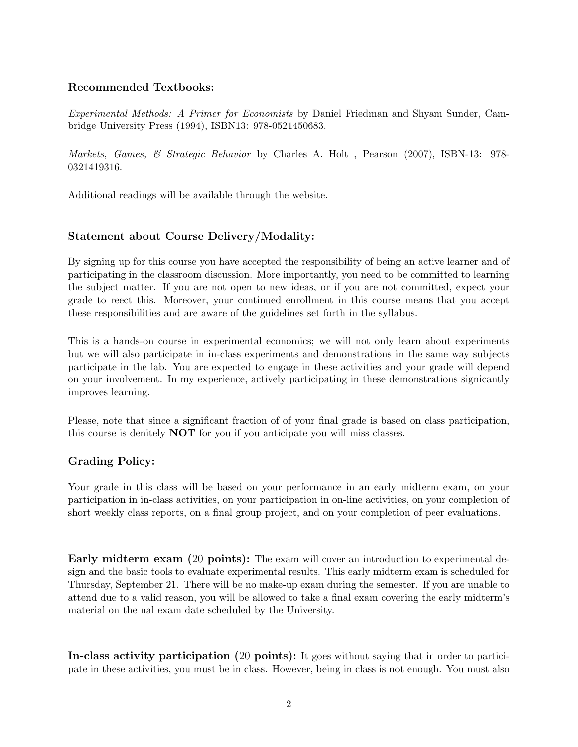### Recommended Textbooks:

*Experimental Methods: A Primer for Economists* by Daniel Friedman and Shyam Sunder, Cambridge University Press (1994), ISBN13: 978-0521450683.

*Markets, Games, & Strategic Behavior* by Charles A. Holt , Pearson (2007), ISBN-13: 978-0321419316.

Additional readings will be available through the website.

### Statement about Course Delivery/Modality:

By signing up for this course you have accepted the responsibility of being an active learner and of participating in the classroom discussion. More importantly, you need to be committed to learning the subject matter. If you are not open to new ideas, or if you are not committed, expect your grade to reect this. Moreover, your continued enrollment in this course means that you accept these responsibilities and are aware of the guidelines set forth in the syllabus.

This is a hands-on course in experimental economics; we will not only learn about experiments but we will also participate in in-class experiments and demonstrations in the same way subjects participate in the lab. You are expected to engage in these activities and your grade will depend on your involvement. In my experience, actively participating in these demonstrations signicantly improves learning.

Please, note that since a significant fraction of of your final grade is based on class participation, this course is denitely **NOT** for you if you anticipate you will miss classes.

### Grading Policy:

Your grade in this class will be based on your performance in an early midterm exam, on your participation in in-class activities, on your participation in on-line activities, on your completion of short weekly class reports, on a final group project, and on your completion of peer evaluations.

**Early midterm exam (20 points):** The exam will cover an introduction to experimental design and the basic tools to evaluate experimental results. This early midterm exam is scheduled for Thursday, September 21. There will be no make-up exam during the semester. If you are unable to attend due to a valid reason, you will be allowed to take a final exam covering the early midterm's material on the nal exam date scheduled by the University.

**In-class activity participation (20 points):** It goes without saying that in order to participate in these activities, you must be in class. However, being in class is not enough. You must also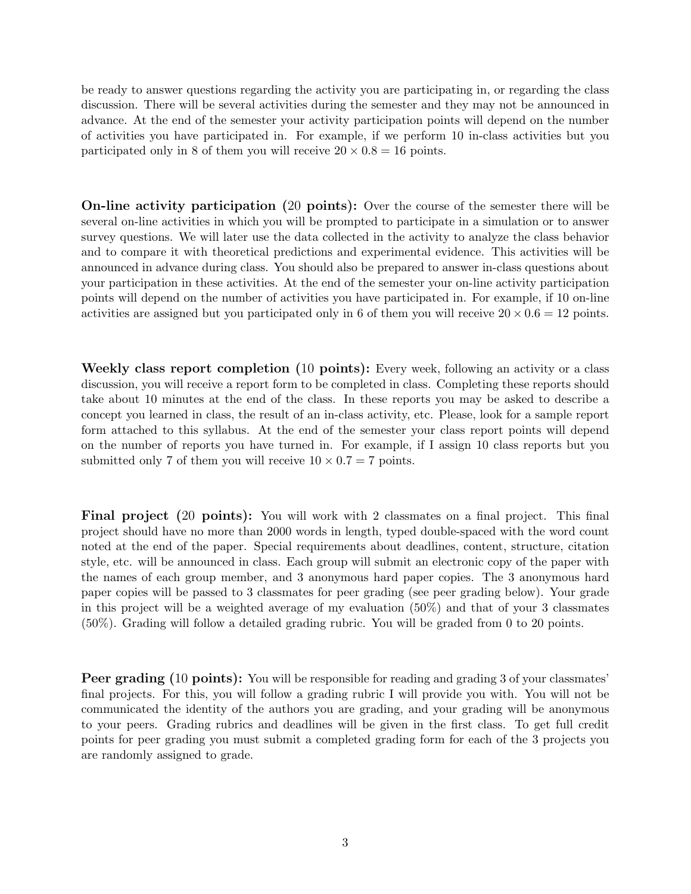be ready to answer questions regarding the activity you are participating in, or regarding the class discussion. There will be several activities during the semester and they may not be announced in advance. At the end of the semester your activity participation points will depend on the number of activities you have participated in. For example, if we perform 10 in-class activities but you participated only in 8 of them you will receive $20 \times 0.8 = 16$ points.

**On-line activity participation (20 points):** Over the course of the semester there will be several on-line activities in which you will be prompted to participate in a simulation or to answer survey questions. We will later use the data collected in the activity to analyze the class behavior and to compare it with theoretical predictions and experimental evidence. This activities will be announced in advance during class. You should also be prepared to answer in-class questions about your participation in these activities. At the end of the semester your on-line activity participation points will depend on the number of activities you have participated in. For example, if 10 on-line activities are assigned but you participated only in 6 of them you will receive $20 \times 0.6 = 12$ points.

**Weekly class report completion (10 points):** Every week, following an activity or a class discussion, you will receive a report form to be completed in class. Completing these reports should take about 10 minutes at the end of the class. In these reports you may be asked to describe a concept you learned in class, the result of an in-class activity, etc. Please, look for a sample report form attached to this syllabus. At the end of the semester your class report points will depend on the number of reports you have turned in. For example, if I assign 10 class reports but you submitted only 7 of them you will receive $10 \times 0.7 = 7$ points.

**Final project (20 points):** You will work with 2 classmates on a final project. This final project should have no more than 2000 words in length, typed double-spaced with the word count noted at the end of the paper. Special requirements about deadlines, content, structure, citation style, etc. will be announced in class. Each group will submit an electronic copy of the paper with the names of each group member, and 3 anonymous hard paper copies. The 3 anonymous hard paper copies will be passed to 3 classmates for peer grading (see peer grading below). Your grade in this project will be a weighted average of my evaluation (50%) and that of your 3 classmates (50%). Grading will follow a detailed grading rubric. You will be graded from 0 to 20 points.

**Peer grading (10 points):** You will be responsible for reading and grading 3 of your classmates' final projects. For this, you will follow a grading rubric I will provide you with. You will not be communicated the identity of the authors you are grading, and your grading will be anonymous to your peers. Grading rubrics and deadlines will be given in the first class. To get full credit points for peer grading you must submit a completed grading form for each of the 3 projects you are randomly assigned to grade.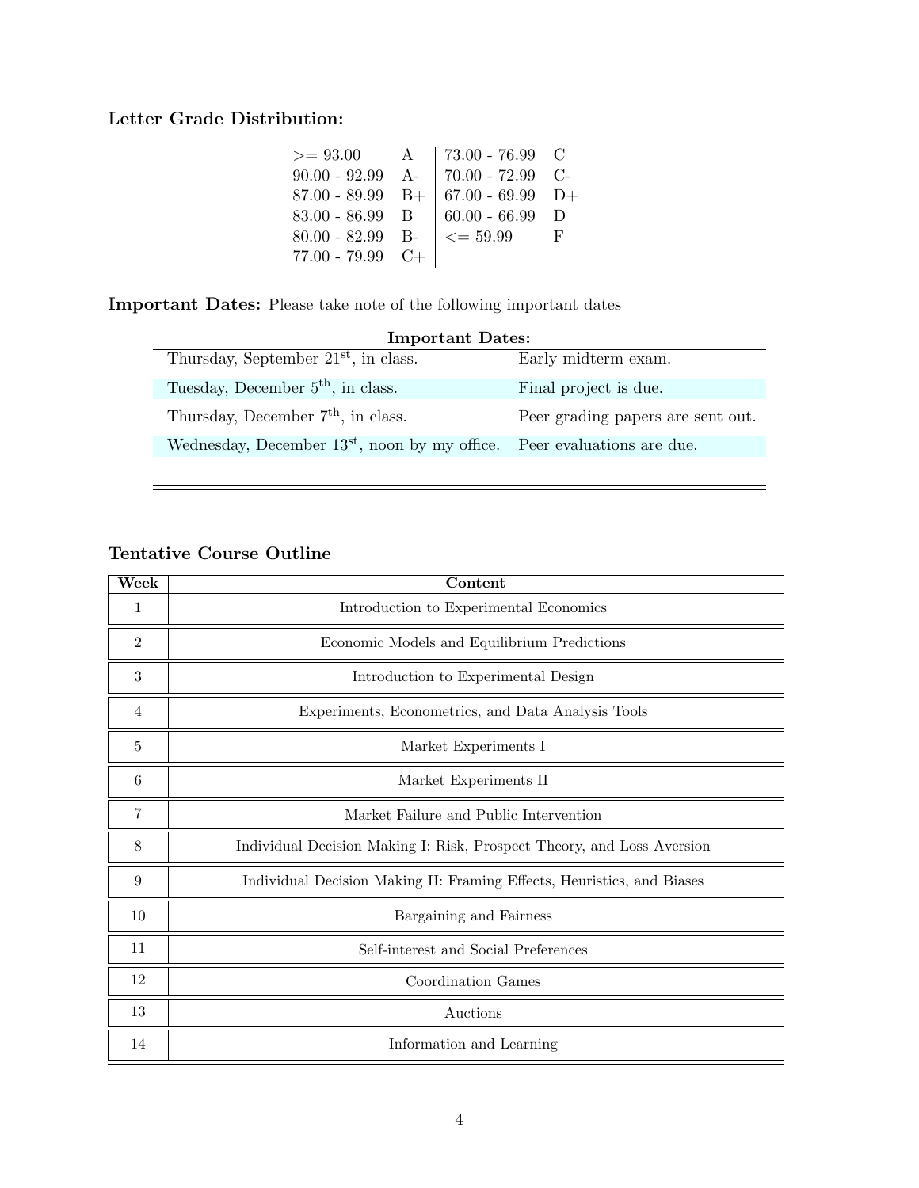**Letter Grade Distribution:**

| | | | |
|---|---|---|---|
| >= 93.00 | A | 73.00 - 76.99 | C |
| 90.00 - 92.99 | A- | 70.00 - 72.99 | C- |
| 87.00 - 89.99 | B+ | 67.00 - 69.99 | D+ |
| 83.00 - 86.99 | B | 60.00 - 66.99 | D |
| 80.00 - 82.99 | B- | <= 59.99 | F |
| 77.00 - 79.99 | C+ | | |

**Important Dates:** Please take note of the following important dates

| **Important Dates:** | |
|---|---|
| Thursday, September 21st, in class. | Early midterm exam. |
| Tuesday, December 5th, in class. | Final project is due. |
| Thursday, December 7th, in class. | Peer grading papers are sent out. |
| Wednesday, December 13st, noon by my office. | Peer evaluations are due. |

**Tentative Course Outline**

| Week | Content |
|---|---|
| 1 | Introduction to Experimental Economics |
| 2 | Economic Models and Equilibrium Predictions |
| 3 | Introduction to Experimental Design |
| 4 | Experiments, Econometrics, and Data Analysis Tools |
| 5 | Market Experiments I |
| 6 | Market Experiments II |
| 7 | Market Failure and Public Intervention |
| 8 | Individual Decision Making I: Risk, Prospect Theory, and Loss Aversion |
| 9 | Individual Decision Making II: Framing Effects, Heuristics, and Biases |
| 10 | Bargaining and Fairness |
| 11 | Self-interest and Social Preferences |
| 12 | Coordination Games |
| 13 | Auctions |
| 14 | Information and Learning |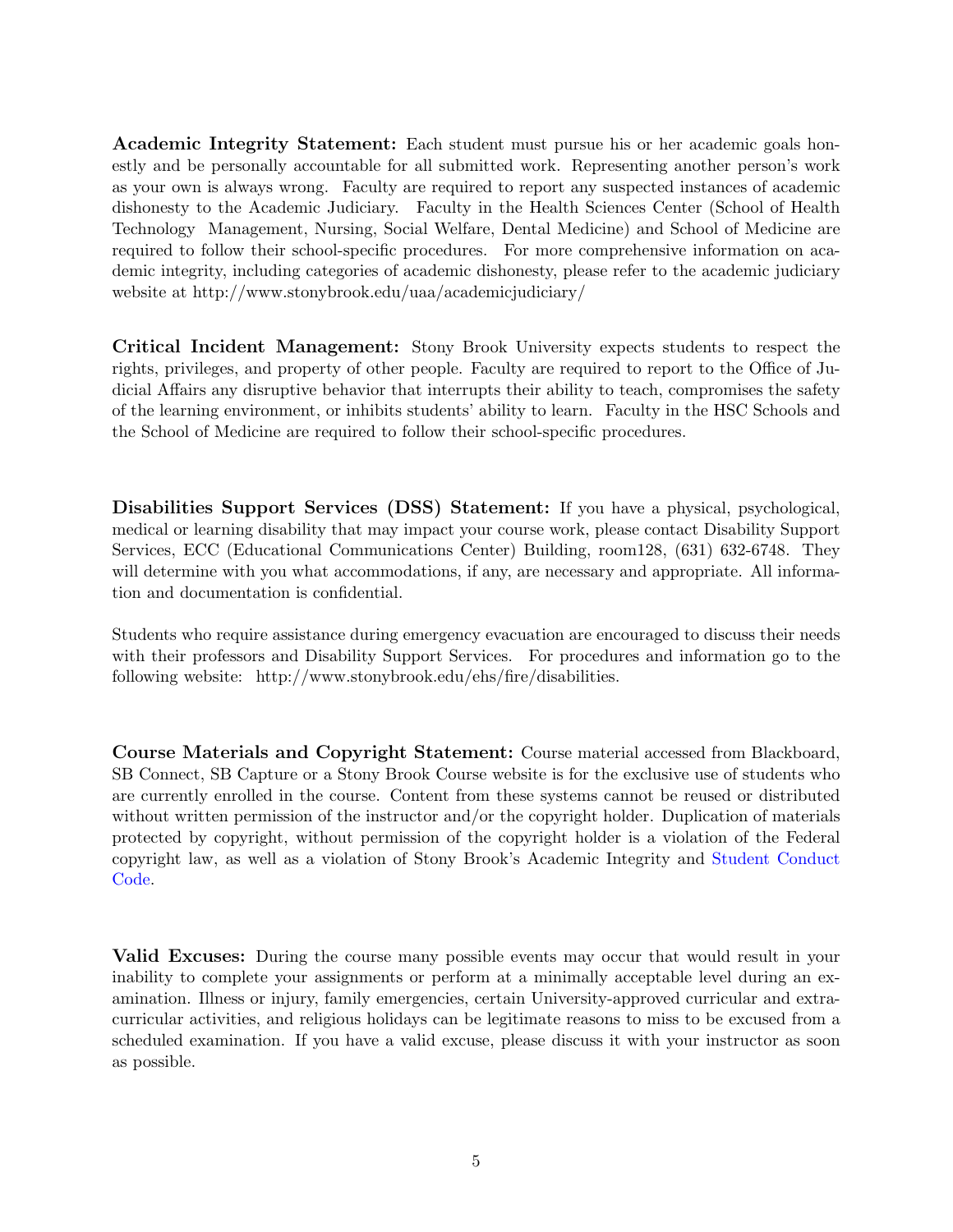**Academic Integrity Statement:** Each student must pursue his or her academic goals honestly and be personally accountable for all submitted work. Representing another person's work as your own is always wrong. Faculty are required to report any suspected instances of academic dishonesty to the Academic Judiciary. Faculty in the Health Sciences Center (School of Health Technology Management, Nursing, Social Welfare, Dental Medicine) and School of Medicine are required to follow their school-specific procedures. For more comprehensive information on academic integrity, including categories of academic dishonesty, please refer to the academic judiciary website at http://www.stonybrook.edu/uaa/academicjudiciary/

**Critical Incident Management:** Stony Brook University expects students to respect the rights, privileges, and property of other people. Faculty are required to report to the Office of Judicial Affairs any disruptive behavior that interrupts their ability to teach, compromises the safety of the learning environment, or inhibits students' ability to learn. Faculty in the HSC Schools and the School of Medicine are required to follow their school-specific procedures.

**Disabilities Support Services (DSS) Statement:** If you have a physical, psychological, medical or learning disability that may impact your course work, please contact Disability Support Services, ECC (Educational Communications Center) Building, room128, (631) 632-6748. They will determine with you what accommodations, if any, are necessary and appropriate. All information and documentation is confidential.

Students who require assistance during emergency evacuation are encouraged to discuss their needs with their professors and Disability Support Services. For procedures and information go to the following website: http://www.stonybrook.edu/ehs/fire/disabilities.

**Course Materials and Copyright Statement:** Course material accessed from Blackboard, SB Connect, SB Capture or a Stony Brook Course website is for the exclusive use of students who are currently enrolled in the course. Content from these systems cannot be reused or distributed without written permission of the instructor and/or the copyright holder. Duplication of materials protected by copyright, without permission of the copyright holder is a violation of the Federal copyright law, as well as a violation of Stony Brook's Academic Integrity and Student Conduct Code.

**Valid Excuses:** During the course many possible events may occur that would result in your inability to complete your assignments or perform at a minimally acceptable level during an examination. Illness or injury, family emergencies, certain University-approved curricular and extracurricular activities, and religious holidays can be legitimate reasons to miss to be excused from a scheduled examination. If you have a valid excuse, please discuss it with your instructor as soon as possible.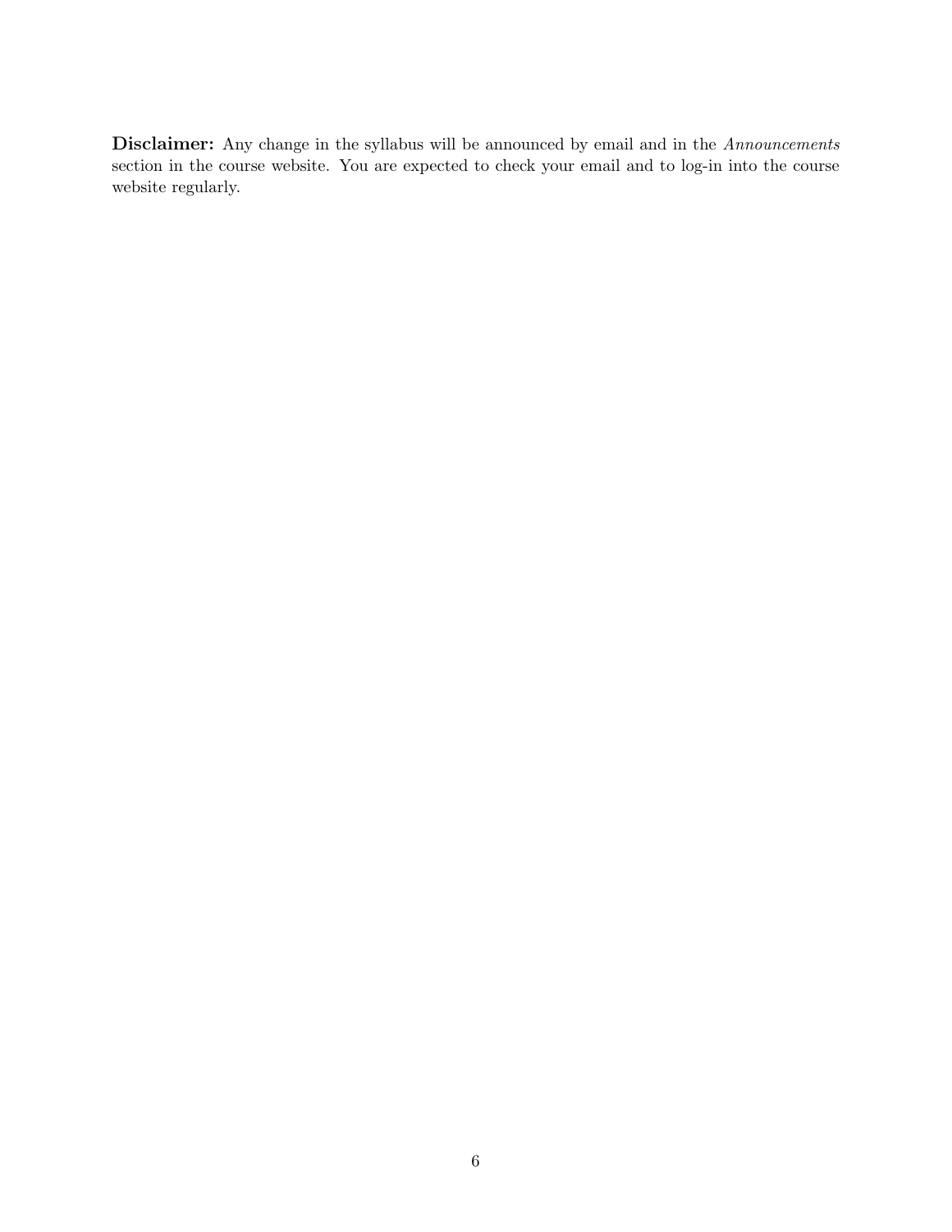**Disclaimer:** Any change in the syllabus will be announced by email and in the *Announcements* section in the course website. You are expected to check your email and to log-in into the course website regularly.